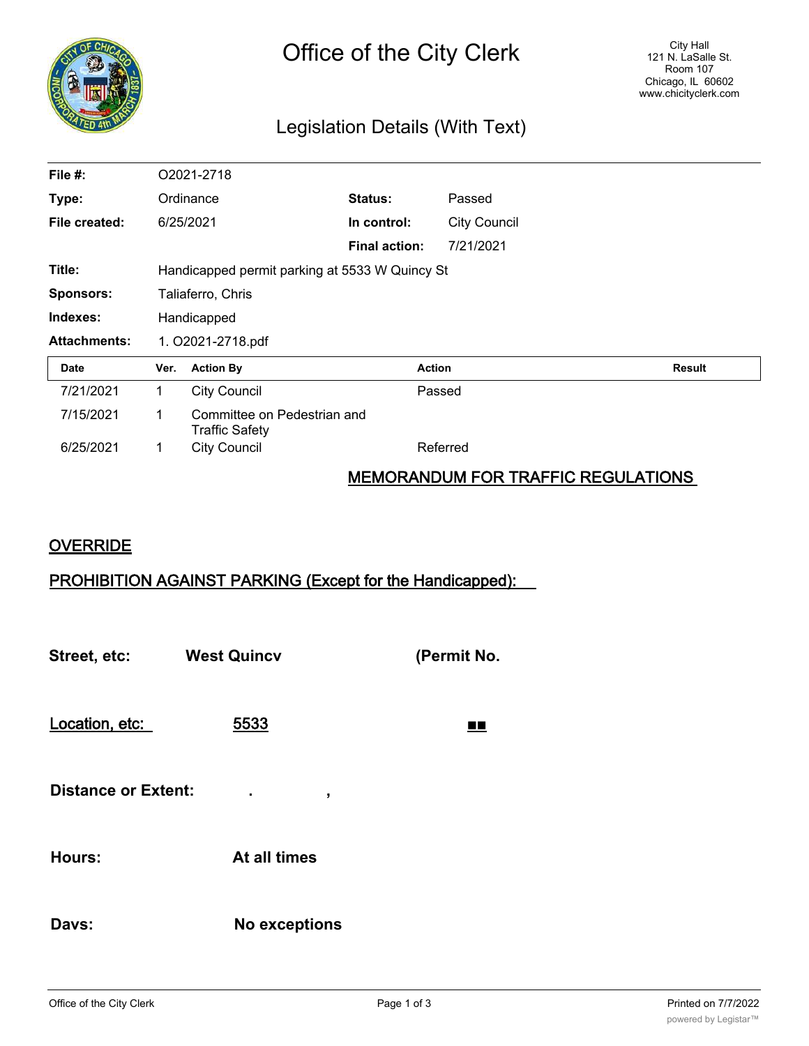# Office of the City Clerk

City Hall
121 N. LaSalle St.
Room 107
Chicago, IL 60602
www.chicityclerk.com

## Legislation Details (With Text)

| | | | |
|---|---|---|---|
| **File #:** | O2021-2718 | | |
| **Type:** | Ordinance | **Status:** | Passed |
| **File created:** | 6/25/2021 | **In control:** | City Council |
| | | **Final action:** | 7/21/2021 |
| **Title:** | Handicapped permit parking at 5533 W Quincy St | | |
| **Sponsors:** | Taliaferro, Chris | | |
| **Indexes:** | Handicapped | | |
| **Attachments:** | 1. O2021-2718.pdf | | |

| Date | Ver. | Action By | Action | Result |
|---|---|---|---|---|
| 7/21/2021 | 1 | City Council | Passed | |
| 7/15/2021 | 1 | Committee on Pedestrian and Traffic Safety | | |
| 6/25/2021 | 1 | City Council | Referred | |

## MEMORANDUM FOR TRAFFIC REGULATIONS

## OVERRIDE

## PROHIBITION AGAINST PARKING (Except for the Handicapped):

**Street, etc:** **West Quincv** **(Permit No.**

**Location, etc:** **5533** ■■

**Distance or Extent:** . ,

**Hours:** **At all times**

**Davs:** **No exceptions**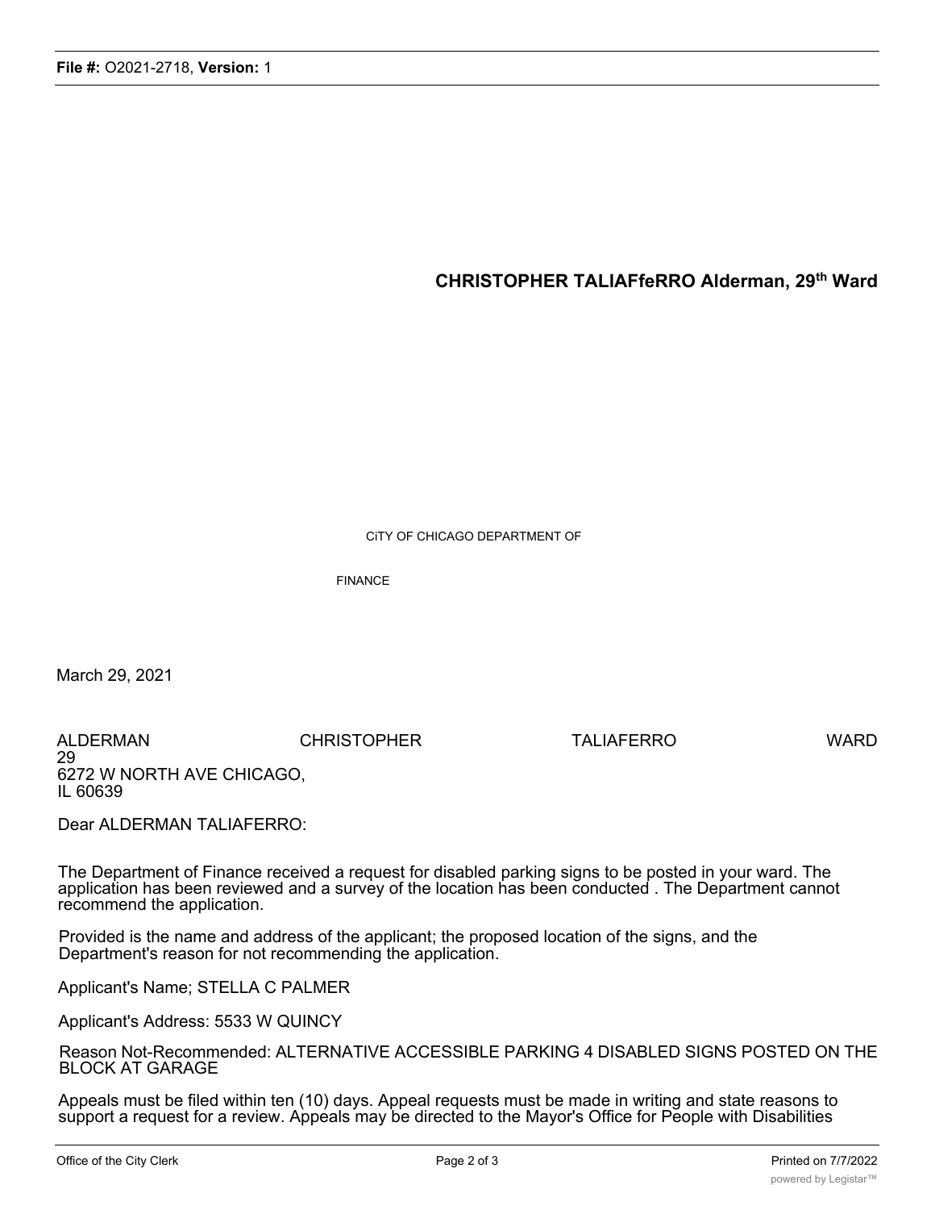**CHRISTOPHER TALIAFfeRRO Alderman, 29th Ward**

CiTY OF CHICAGO DEPARTMENT OF

FINANCE

March 29, 2021

ALDERMAN CHRISTOPHER TALIAFERRO WARD 29
6272 W NORTH AVE CHICAGO, IL 60639

Dear ALDERMAN TALIAFERRO:

The Department of Finance received a request for disabled parking signs to be posted in your ward. The application has been reviewed and a survey of the location has been conducted . The Department cannot recommend the application.

Provided is the name and address of the applicant; the proposed location of the signs, and the Department's reason for not recommending the application.

Applicant's Name; STELLA C PALMER

Applicant's Address: 5533 W QUINCY

Reason Not-Recommended: ALTERNATIVE ACCESSIBLE PARKING 4 DISABLED SIGNS POSTED ON THE BLOCK AT GARAGE

Appeals must be filed within ten (10) days. Appeal requests must be made in writing and state reasons to support a request for a review. Appeals may be directed to the Mayor's Office for People with Disabilities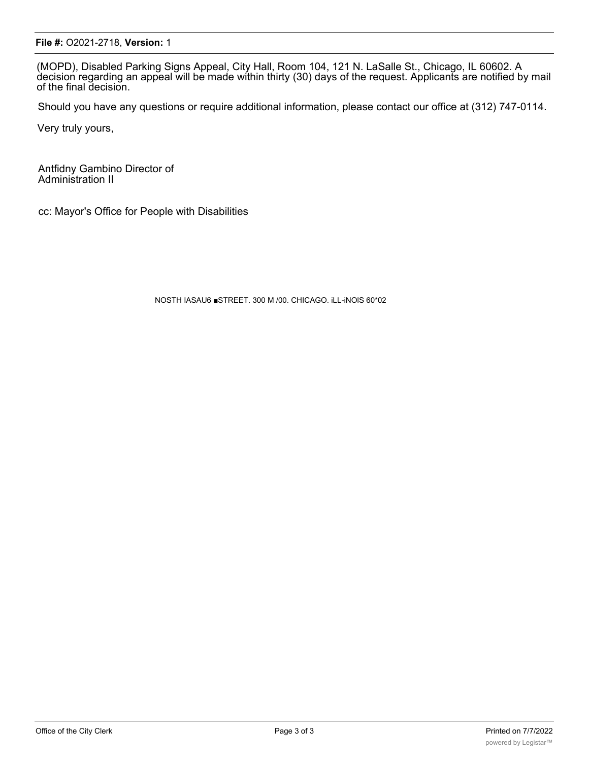(MOPD), Disabled Parking Signs Appeal, City Hall, Room 104, 121 N. LaSalle St., Chicago, IL 60602. A decision regarding an appeal will be made within thirty (30) days of the request. Applicants are notified by mail of the final decision.

Should you have any questions or require additional information, please contact our office at (312) 747-0114.

Very truly yours,

Antfidny Gambino Director of
Administration II

cc: Mayor's Office for People with Disabilities

NOSTH IASAU6 ■STREET. 300 M /00. CHICAGO. iLL-iNOIS 60*02